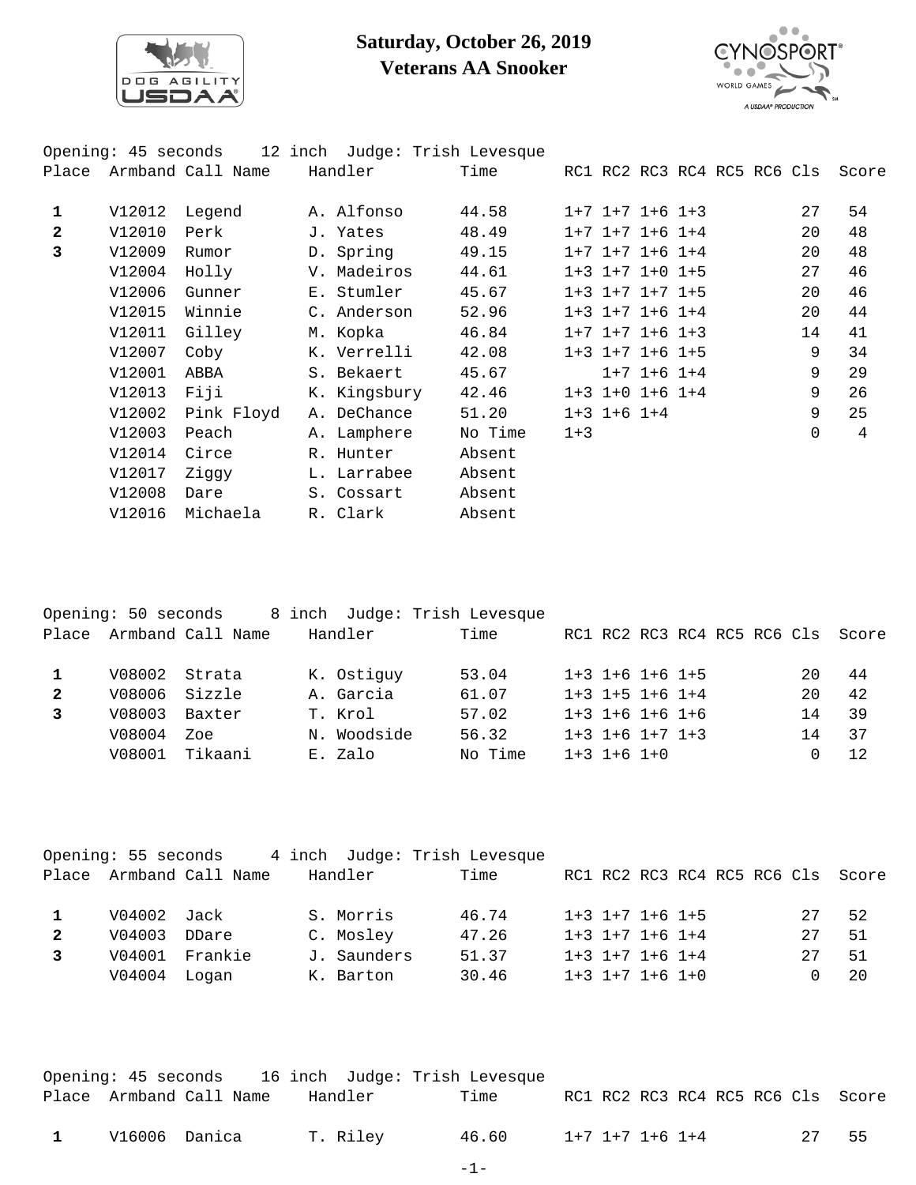# Saturday, October 26, 2019
## Veterans AA Snooker

Opening: 45 seconds 12 inch Judge: Trish Levesque

| Place | Armband | Call Name | Handler | Time | RC1 | RC2 | RC3 | RC4 | RC5 | RC6 | Cls | Score |
|---|---|---|---|---|---|---|---|---|---|---|---|---|
| **1** | V12012 | Legend | A. Alfonso | 44.58 | 1+7 | 1+7 | 1+6 | 1+3 | | | 27 | 54 |
| **2** | V12010 | Perk | J. Yates | 48.49 | 1+7 | 1+7 | 1+6 | 1+4 | | | 20 | 48 |
| **3** | V12009 | Rumor | D. Spring | 49.15 | 1+7 | 1+7 | 1+6 | 1+4 | | | 20 | 48 |
| | V12004 | Holly | V. Madeiros | 44.61 | 1+3 | 1+7 | 1+0 | 1+5 | | | 27 | 46 |
| | V12006 | Gunner | E. Stumler | 45.67 | 1+3 | 1+7 | 1+7 | 1+5 | | | 20 | 46 |
| | V12015 | Winnie | C. Anderson | 52.96 | 1+3 | 1+7 | 1+6 | 1+4 | | | 20 | 44 |
| | V12011 | Gilley | M. Kopka | 46.84 | 1+7 | 1+7 | 1+6 | 1+3 | | | 14 | 41 |
| | V12007 | Coby | K. Verrelli | 42.08 | 1+3 | 1+7 | 1+6 | 1+5 | | | 9 | 34 |
| | V12001 | ABBA | S. Bekaert | 45.67 | | 1+7 | 1+6 | 1+4 | | | 9 | 29 |
| | V12013 | Fiji | K. Kingsbury | 42.46 | 1+3 | 1+0 | 1+6 | 1+4 | | | 9 | 26 |
| | V12002 | Pink Floyd | A. DeChance | 51.20 | 1+3 | 1+6 | 1+4 | | | | 9 | 25 |
| | V12003 | Peach | A. Lamphere | No Time | 1+3 | | | | | | 0 | 4 |
| | V12014 | Circe | R. Hunter | Absent | | | | | | | | |
| | V12017 | Ziggy | L. Larrabee | Absent | | | | | | | | |
| | V12008 | Dare | S. Cossart | Absent | | | | | | | | |
| | V12016 | Michaela | R. Clark | Absent | | | | | | | | |

Opening: 50 seconds 8 inch Judge: Trish Levesque

| Place | Armband | Call Name | Handler | Time | RC1 | RC2 | RC3 | RC4 | RC5 | RC6 | Cls | Score |
|---|---|---|---|---|---|---|---|---|---|---|---|---|
| **1** | V08002 | Strata | K. Ostiguy | 53.04 | 1+3 | 1+6 | 1+6 | 1+5 | | | 20 | 44 |
| **2** | V08006 | Sizzle | A. Garcia | 61.07 | 1+3 | 1+5 | 1+6 | 1+4 | | | 20 | 42 |
| **3** | V08003 | Baxter | T. Krol | 57.02 | 1+3 | 1+6 | 1+6 | 1+6 | | | 14 | 39 |
| | V08004 | Zoe | N. Woodside | 56.32 | 1+3 | 1+6 | 1+7 | 1+3 | | | 14 | 37 |
| | V08001 | Tikaani | E. Zalo | No Time | 1+3 | 1+6 | 1+0 | | | | 0 | 12 |

Opening: 55 seconds 4 inch Judge: Trish Levesque

| Place | Armband | Call Name | Handler | Time | RC1 | RC2 | RC3 | RC4 | RC5 | RC6 | Cls | Score |
|---|---|---|---|---|---|---|---|---|---|---|---|---|
| **1** | V04002 | Jack | S. Morris | 46.74 | 1+3 | 1+7 | 1+6 | 1+5 | | | 27 | 52 |
| **2** | V04003 | DDare | C. Mosley | 47.26 | 1+3 | 1+7 | 1+6 | 1+4 | | | 27 | 51 |
| **3** | V04001 | Frankie | J. Saunders | 51.37 | 1+3 | 1+7 | 1+6 | 1+4 | | | 27 | 51 |
| | V04004 | Logan | K. Barton | 30.46 | 1+3 | 1+7 | 1+6 | 1+0 | | | 0 | 20 |

Opening: 45 seconds 16 inch Judge: Trish Levesque

| Place | Armband | Call Name | Handler | Time | RC1 | RC2 | RC3 | RC4 | RC5 | RC6 | Cls | Score |
|---|---|---|---|---|---|---|---|---|---|---|---|---|
| **1** | V16006 | Danica | T. Riley | 46.60 | 1+7 | 1+7 | 1+6 | 1+4 | | | 27 | 55 |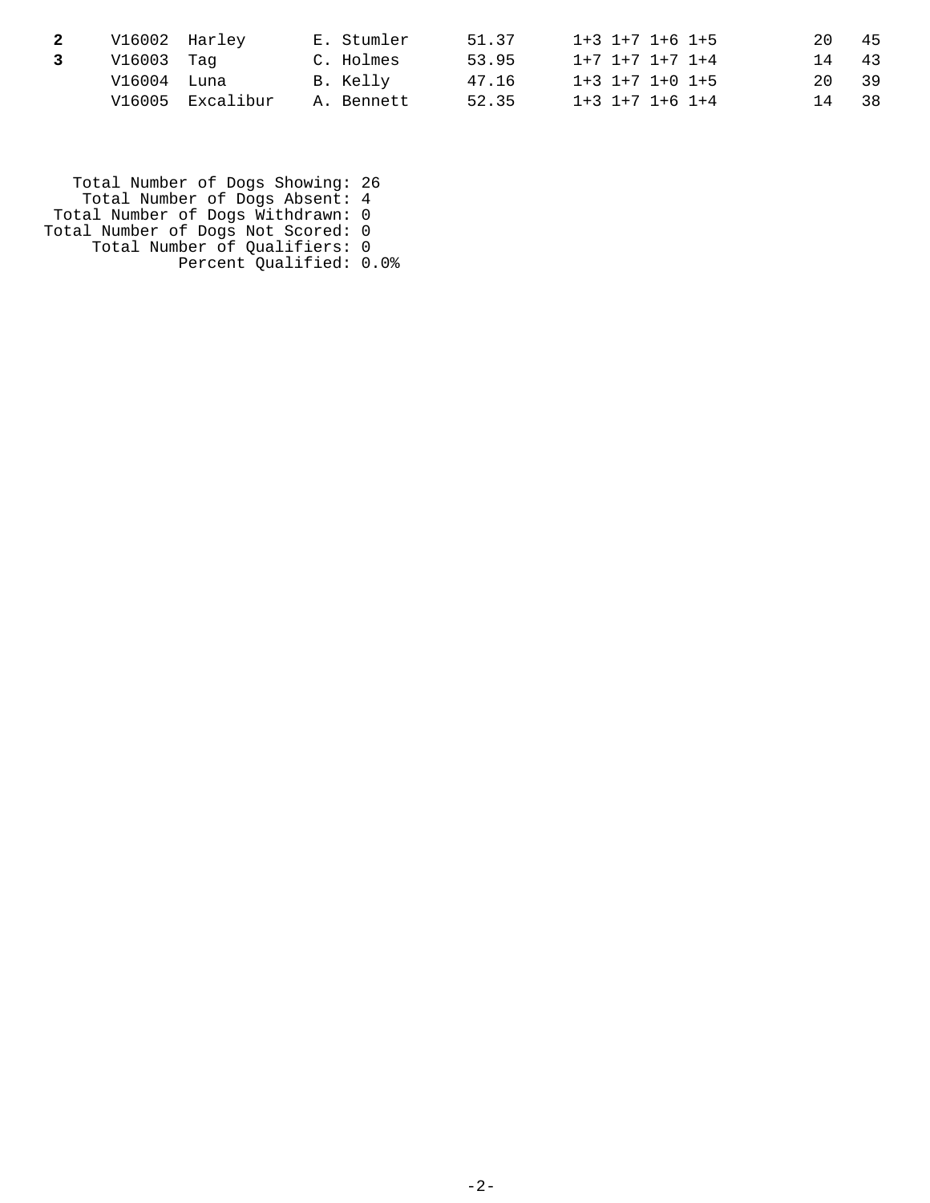| | | | | | | | |
|---|---|---|---|---|---|---|---|
| **2** | V16002 | Harley | E. Stumler | 51.37 | 1+3 1+7 1+6 1+5 | 20 | 45 |
| **3** | V16003 | Tag | C. Holmes | 53.95 | 1+7 1+7 1+7 1+4 | 14 | 43 |
| | V16004 | Luna | B. Kelly | 47.16 | 1+3 1+7 1+0 1+5 | 20 | 39 |
| | V16005 | Excalibur | A. Bennett | 52.35 | 1+3 1+7 1+6 1+4 | 14 | 38 |

Total Number of Dogs Showing: 26
Total Number of Dogs Absent: 4
Total Number of Dogs Withdrawn: 0
Total Number of Dogs Not Scored: 0
Total Number of Qualifiers: 0
Percent Qualified: 0.0%